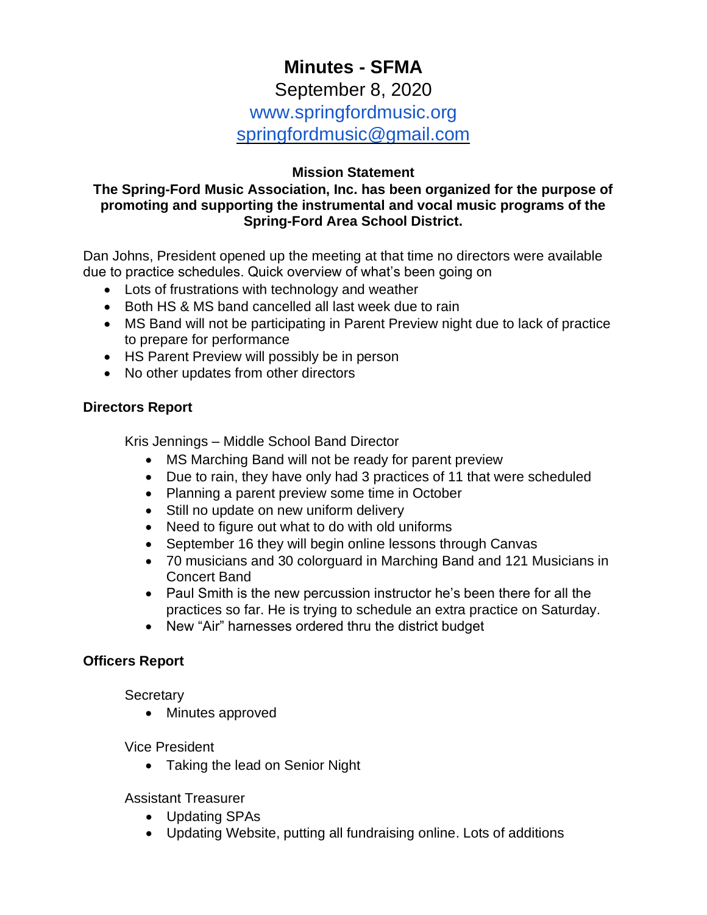# Minutes - SFMA

September 8, 2020

www.springfordmusic.org

springfordmusic@gmail.com

**Mission Statement**

**The Spring-Ford Music Association, Inc. has been organized for the purpose of promoting and supporting the instrumental and vocal music programs of the Spring-Ford Area School District.**

Dan Johns, President opened up the meeting at that time no directors were available due to practice schedules. Quick overview of what's been going on

- Lots of frustrations with technology and weather
- Both HS & MS band cancelled all last week due to rain
- MS Band will not be participating in Parent Preview night due to lack of practice to prepare for performance
- HS Parent Preview will possibly be in person
- No other updates from other directors

## Directors Report

Kris Jennings – Middle School Band Director

- MS Marching Band will not be ready for parent preview
- Due to rain, they have only had 3 practices of 11 that were scheduled
- Planning a parent preview some time in October
- Still no update on new uniform delivery
- Need to figure out what to do with old uniforms
- September 16 they will begin online lessons through Canvas
- 70 musicians and 30 colorguard in Marching Band and 121 Musicians in Concert Band
- Paul Smith is the new percussion instructor he's been there for all the practices so far. He is trying to schedule an extra practice on Saturday.
- New "Air" harnesses ordered thru the district budget

## Officers Report

Secretary

- Minutes approved

Vice President

- Taking the lead on Senior Night

Assistant Treasurer

- Updating SPAs
- Updating Website, putting all fundraising online. Lots of additions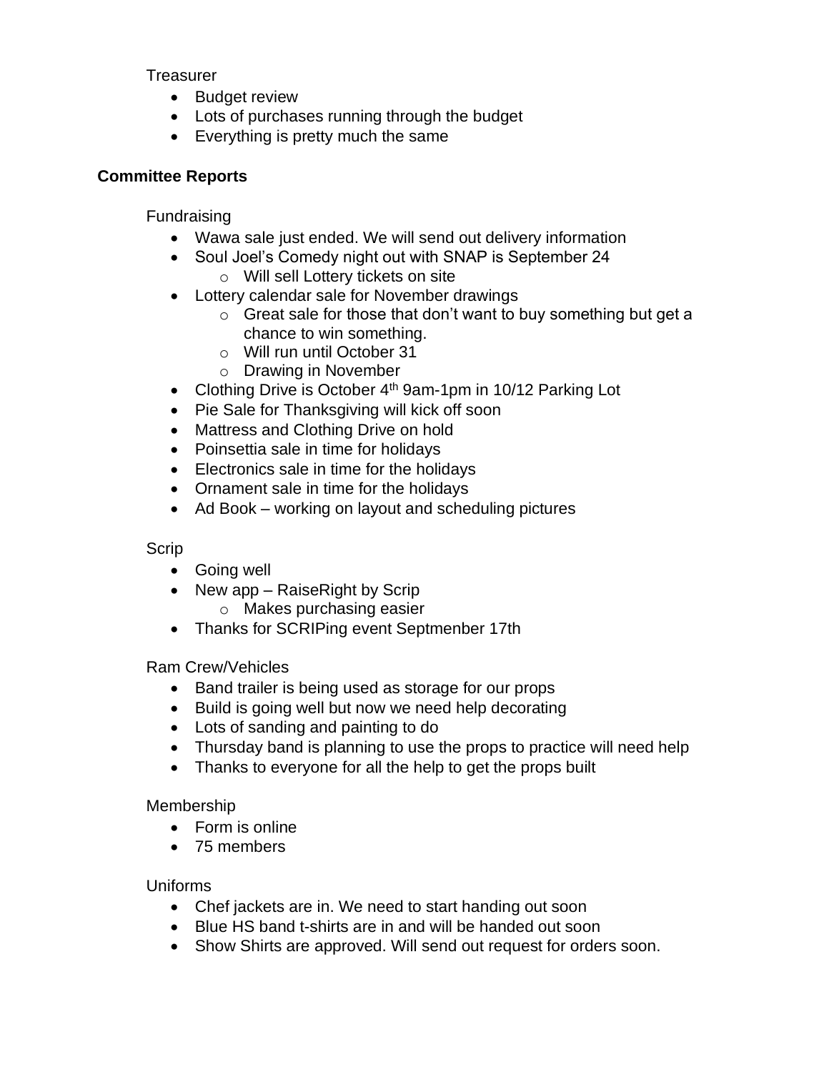Treasurer

- Budget review
- Lots of purchases running through the budget
- Everything is pretty much the same

## Committee Reports

Fundraising

- Wawa sale just ended. We will send out delivery information
- Soul Joel's Comedy night out with SNAP is September 24
  - Will sell Lottery tickets on site
- Lottery calendar sale for November drawings
  - Great sale for those that don't want to buy something but get a chance to win something.
  - Will run until October 31
  - Drawing in November
- Clothing Drive is October 4th 9am-1pm in 10/12 Parking Lot
- Pie Sale for Thanksgiving will kick off soon
- Mattress and Clothing Drive on hold
- Poinsettia sale in time for holidays
- Electronics sale in time for the holidays
- Ornament sale in time for the holidays
- Ad Book – working on layout and scheduling pictures

Scrip

- Going well
- New app – RaiseRight by Scrip
  - Makes purchasing easier
- Thanks for SCRIPing event Septmenber 17th

Ram Crew/Vehicles

- Band trailer is being used as storage for our props
- Build is going well but now we need help decorating
- Lots of sanding and painting to do
- Thursday band is planning to use the props to practice will need help
- Thanks to everyone for all the help to get the props built

Membership

- Form is online
- 75 members

Uniforms

- Chef jackets are in. We need to start handing out soon
- Blue HS band t-shirts are in and will be handed out soon
- Show Shirts are approved. Will send out request for orders soon.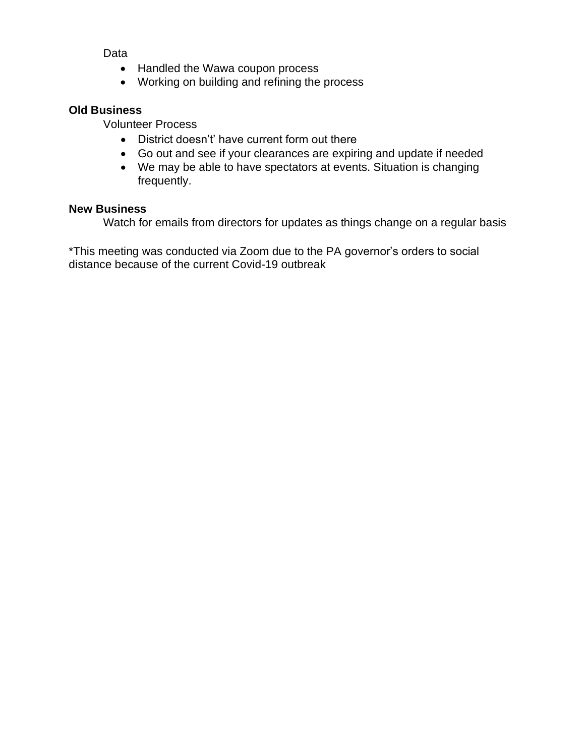Data

- Handled the Wawa coupon process
- Working on building and refining the process

**Old Business**

Volunteer Process

- District doesn't' have current form out there
- Go out and see if your clearances are expiring and update if needed
- We may be able to have spectators at events. Situation is changing frequently.

**New Business**

Watch for emails from directors for updates as things change on a regular basis

*This meeting was conducted via Zoom due to the PA governor's orders to social distance because of the current Covid-19 outbreak